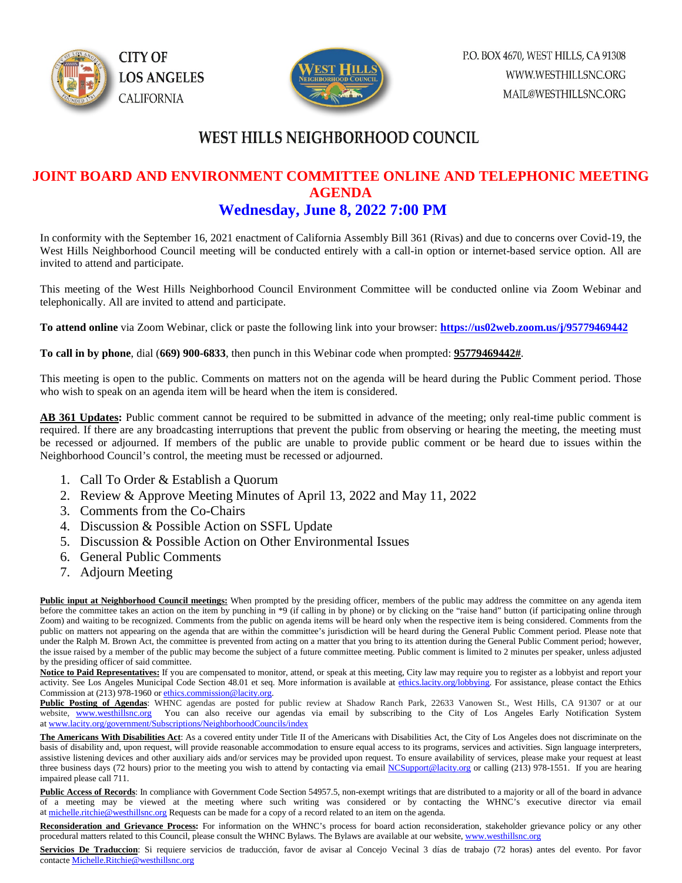CITY OF LOS ANGELES CALIFORNIA

P.O. BOX 4670, WEST HILLS, CA 91308
WWW.WESTHILLSNC.ORG
MAIL@WESTHILLSNC.ORG

# WEST HILLS NEIGHBORHOOD COUNCIL

## JOINT BOARD AND ENVIRONMENT COMMITTEE ONLINE AND TELEPHONIC MEETING AGENDA

## Wednesday, June 8, 2022 7:00 PM

In conformity with the September 16, 2021 enactment of California Assembly Bill 361 (Rivas) and due to concerns over Covid-19, the West Hills Neighborhood Council meeting will be conducted entirely with a call-in option or internet-based service option. All are invited to attend and participate.

This meeting of the West Hills Neighborhood Council Environment Committee will be conducted online via Zoom Webinar and telephonically. All are invited to attend and participate.

**To attend online** via Zoom Webinar, click or paste the following link into your browser: **https://us02web.zoom.us/j/95779469442**

**To call in by phone**, dial **(669) 900-6833**, then punch in this Webinar code when prompted: **95779469442#**.

This meeting is open to the public. Comments on matters not on the agenda will be heard during the Public Comment period. Those who wish to speak on an agenda item will be heard when the item is considered.

**AB 361 Updates:** Public comment cannot be required to be submitted in advance of the meeting; only real-time public comment is required. If there are any broadcasting interruptions that prevent the public from observing or hearing the meeting, the meeting must be recessed or adjourned. If members of the public are unable to provide public comment or be heard due to issues within the Neighborhood Council's control, the meeting must be recessed or adjourned.

1. Call To Order & Establish a Quorum
2. Review & Approve Meeting Minutes of April 13, 2022 and May 11, 2022
3. Comments from the Co-Chairs
4. Discussion & Possible Action on SSFL Update
5. Discussion & Possible Action on Other Environmental Issues
6. General Public Comments
7. Adjourn Meeting

**Public input at Neighborhood Council meetings:** When prompted by the presiding officer, members of the public may address the committee on any agenda item before the committee takes an action on the item by punching in *9 (if calling in by phone) or by clicking on the "raise hand" button (if participating online through Zoom) and waiting to be recognized. Comments from the public on agenda items will be heard only when the respective item is being considered. Comments from the public on matters not appearing on the agenda that are within the committee's jurisdiction will be heard during the General Public Comment period. Please note that under the Ralph M. Brown Act, the committee is prevented from acting on a matter that you bring to its attention during the General Public Comment period; however, the issue raised by a member of the public may become the subject of a future committee meeting. Public comment is limited to 2 minutes per speaker, unless adjusted by the presiding officer of said committee.

**Notice to Paid Representatives:** If you are compensated to monitor, attend, or speak at this meeting, City law may require you to register as a lobbyist and report your activity. See Los Angeles Municipal Code Section 48.01 et seq. More information is available at ethics.lacity.org/lobbying. For assistance, please contact the Ethics Commission at (213) 978-1960 or ethics.commission@lacity.org.

**Public Posting of Agendas**: WHNC agendas are posted for public review at Shadow Ranch Park, 22633 Vanowen St., West Hills, CA 91307 or at our website, www.westhillsnc.org You can also receive our agendas via email by subscribing to the City of Los Angeles Early Notification System at www.lacity.org/government/Subscriptions/NeighborhoodCouncils/index

**The Americans With Disabilities Act**: As a covered entity under Title II of the Americans with Disabilities Act, the City of Los Angeles does not discriminate on the basis of disability and, upon request, will provide reasonable accommodation to ensure equal access to its programs, services and activities. Sign language interpreters, assistive listening devices and other auxiliary aids and/or services may be provided upon request. To ensure availability of services, please make your request at least three business days (72 hours) prior to the meeting you wish to attend by contacting via email NCSupport@lacity.org or calling (213) 978-1551. If you are hearing impaired please call 711.

**Public Access of Records**: In compliance with Government Code Section 54957.5, non-exempt writings that are distributed to a majority or all of the board in advance of a meeting may be viewed at the meeting where such writing was considered or by contacting the WHNC's executive director via email at michelle.ritchie@westhillsnc.org Requests can be made for a copy of a record related to an item on the agenda.

**Reconsideration and Grievance Process:** For information on the WHNC's process for board action reconsideration, stakeholder grievance policy or any other procedural matters related to this Council, please consult the WHNC Bylaws. The Bylaws are available at our website, www.westhillsnc.org

**Servicios De Traduccion**: Si requiere servicios de traducción, favor de avisar al Concejo Vecinal 3 días de trabajo (72 horas) antes del evento. Por favor contacte Michelle.Ritchie@westhillsnc.org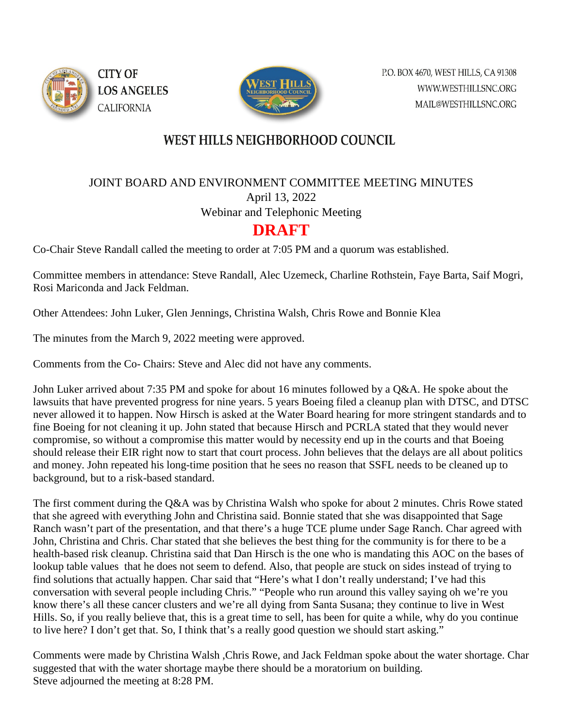CITY OF LOS ANGELES CALIFORNIA

P.O. BOX 4670, WEST HILLS, CA 91308
WWW.WESTHILLSNC.ORG
MAIL@WESTHILLSNC.ORG

# WEST HILLS NEIGHBORHOOD COUNCIL

JOINT BOARD AND ENVIRONMENT COMMITTEE MEETING MINUTES
April 13, 2022
Webinar and Telephonic Meeting

## DRAFT

Co-Chair Steve Randall called the meeting to order at 7:05 PM and a quorum was established.

Committee members in attendance: Steve Randall, Alec Uzemeck, Charline Rothstein, Faye Barta, Saif Mogri, Rosi Mariconda and Jack Feldman.

Other Attendees: John Luker, Glen Jennings, Christina Walsh, Chris Rowe and Bonnie Klea

The minutes from the March 9, 2022 meeting were approved.

Comments from the Co- Chairs: Steve and Alec did not have any comments.

John Luker arrived about 7:35 PM and spoke for about 16 minutes followed by a Q&A. He spoke about the lawsuits that have prevented progress for nine years. 5 years Boeing filed a cleanup plan with DTSC, and DTSC never allowed it to happen. Now Hirsch is asked at the Water Board hearing for more stringent standards and to fine Boeing for not cleaning it up. John stated that because Hirsch and PCRLA stated that they would never compromise, so without a compromise this matter would by necessity end up in the courts and that Boeing should release their EIR right now to start that court process. John believes that the delays are all about politics and money. John repeated his long-time position that he sees no reason that SSFL needs to be cleaned up to background, but to a risk-based standard.

The first comment during the Q&A was by Christina Walsh who spoke for about 2 minutes. Chris Rowe stated that she agreed with everything John and Christina said. Bonnie stated that she was disappointed that Sage Ranch wasn't part of the presentation, and that there's a huge TCE plume under Sage Ranch. Char agreed with John, Christina and Chris. Char stated that she believes the best thing for the community is for there to be a health-based risk cleanup. Christina said that Dan Hirsch is the one who is mandating this AOC on the bases of lookup table values that he does not seem to defend. Also, that people are stuck on sides instead of trying to find solutions that actually happen. Char said that "Here's what I don't really understand; I've had this conversation with several people including Chris." "People who run around this valley saying oh we're you know there's all these cancer clusters and we're all dying from Santa Susana; they continue to live in West Hills. So, if you really believe that, this is a great time to sell, has been for quite a while, why do you continue to live here? I don't get that. So, I think that's a really good question we should start asking."

Comments were made by Christina Walsh ,Chris Rowe, and Jack Feldman spoke about the water shortage. Char suggested that with the water shortage maybe there should be a moratorium on building.
Steve adjourned the meeting at 8:28 PM.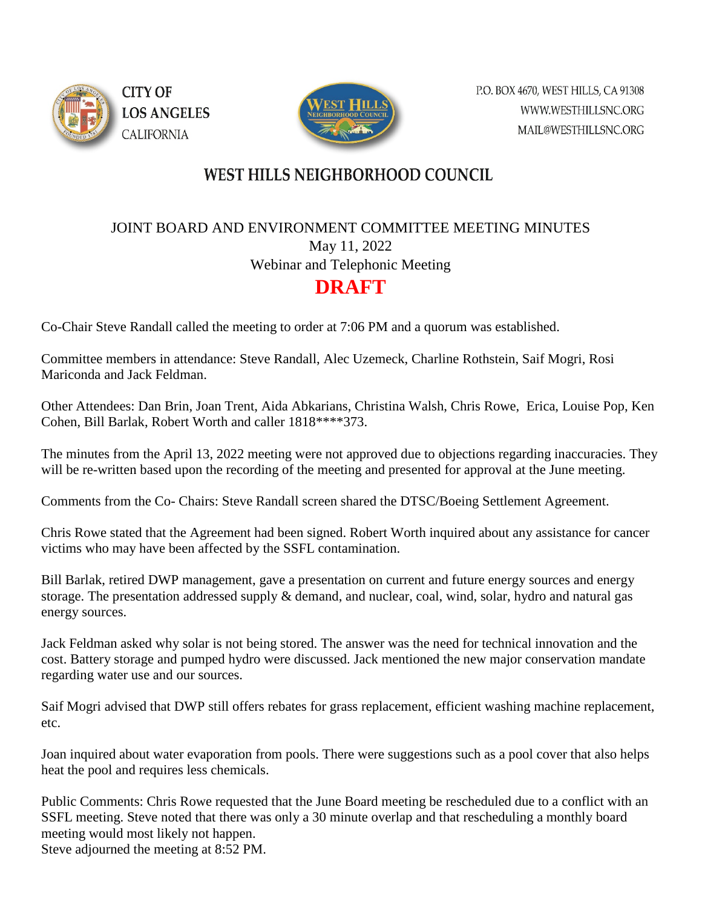CITY OF
LOS ANGELES
CALIFORNIA

P.O. BOX 4670, WEST HILLS, CA 91308
WWW.WESTHILLSNC.ORG
MAIL@WESTHILLSNC.ORG

# WEST HILLS NEIGHBORHOOD COUNCIL

JOINT BOARD AND ENVIRONMENT COMMITTEE MEETING MINUTES
May 11, 2022
Webinar and Telephonic Meeting

**DRAFT**

Co-Chair Steve Randall called the meeting to order at 7:06 PM and a quorum was established.

Committee members in attendance: Steve Randall, Alec Uzemeck, Charline Rothstein, Saif Mogri, Rosi Mariconda and Jack Feldman.

Other Attendees: Dan Brin, Joan Trent, Aida Abkarians, Christina Walsh, Chris Rowe, Erica, Louise Pop, Ken Cohen, Bill Barlak, Robert Worth and caller 1818****373.

The minutes from the April 13, 2022 meeting were not approved due to objections regarding inaccuracies. They will be re-written based upon the recording of the meeting and presented for approval at the June meeting.

Comments from the Co- Chairs: Steve Randall screen shared the DTSC/Boeing Settlement Agreement.

Chris Rowe stated that the Agreement had been signed. Robert Worth inquired about any assistance for cancer victims who may have been affected by the SSFL contamination.

Bill Barlak, retired DWP management, gave a presentation on current and future energy sources and energy storage. The presentation addressed supply & demand, and nuclear, coal, wind, solar, hydro and natural gas energy sources.

Jack Feldman asked why solar is not being stored. The answer was the need for technical innovation and the cost. Battery storage and pumped hydro were discussed. Jack mentioned the new major conservation mandate regarding water use and our sources.

Saif Mogri advised that DWP still offers rebates for grass replacement, efficient washing machine replacement, etc.

Joan inquired about water evaporation from pools. There were suggestions such as a pool cover that also helps heat the pool and requires less chemicals.

Public Comments: Chris Rowe requested that the June Board meeting be rescheduled due to a conflict with an SSFL meeting. Steve noted that there was only a 30 minute overlap and that rescheduling a monthly board meeting would most likely not happen.
Steve adjourned the meeting at 8:52 PM.